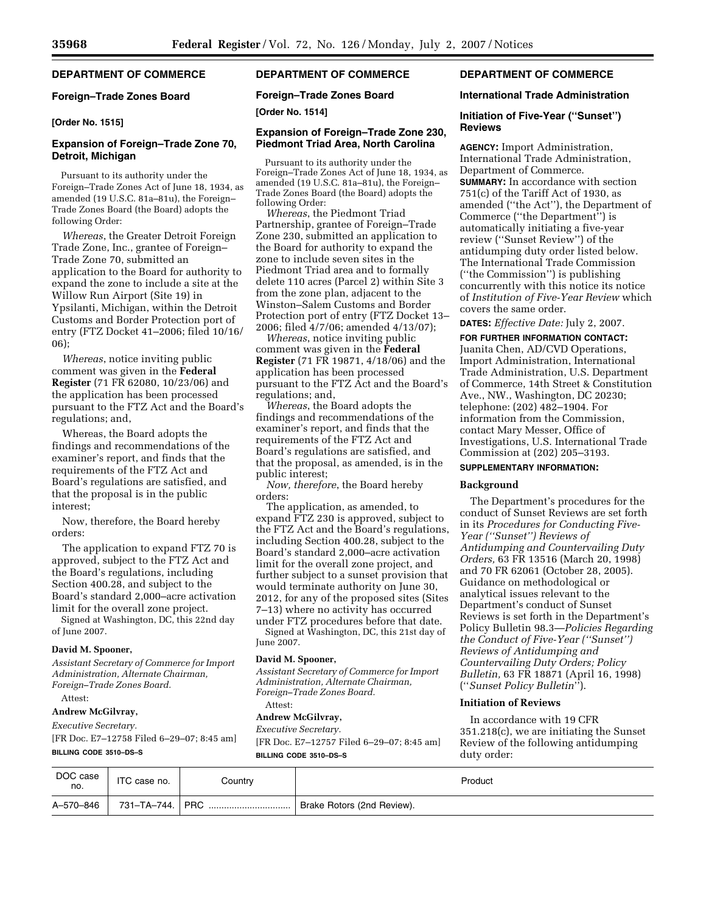## DEPARTMENT OF COMMERCE

### Foreign–Trade Zones Board

**[Order No. 1515]**

### Expansion of Foreign–Trade Zone 70, Detroit, Michigan

Pursuant to its authority under the Foreign–Trade Zones Act of June 18, 1934, as amended (19 U.S.C. 81a–81u), the Foreign–Trade Zones Board (the Board) adopts the following Order:

*Whereas*, the Greater Detroit Foreign Trade Zone, Inc., grantee of Foreign–Trade Zone 70, submitted an application to the Board for authority to expand the zone to include a site at the Willow Run Airport (Site 19) in Ypsilanti, Michigan, within the Detroit Customs and Border Protection port of entry (FTZ Docket 41–2006; filed 10/16/06);

*Whereas*, notice inviting public comment was given in the **Federal Register** (71 FR 62080, 10/23/06) and the application has been processed pursuant to the FTZ Act and the Board's regulations; and,

Whereas, the Board adopts the findings and recommendations of the examiner's report, and finds that the requirements of the FTZ Act and Board's regulations are satisfied, and that the proposal is in the public interest;

Now, therefore, the Board hereby orders:

The application to expand FTZ 70 is approved, subject to the FTZ Act and the Board's regulations, including Section 400.28, and subject to the Board's standard 2,000–acre activation limit for the overall zone project.

Signed at Washington, DC, this 22nd day of June 2007.

**David M. Spooner,**

*Assistant Secretary of Commerce for Import Administration, Alternate Chairman, Foreign–Trade Zones Board.*

Attest:

**Andrew McGilvray,**

*Executive Secretary.*

[FR Doc. E7–12758 Filed 6–29–07; 8:45 am]

**BILLING CODE 3510–DS–S**

## DEPARTMENT OF COMMERCE

### Foreign–Trade Zones Board

**[Order No. 1514]**

### Expansion of Foreign–Trade Zone 230, Piedmont Triad Area, North Carolina

Pursuant to its authority under the Foreign–Trade Zones Act of June 18, 1934, as amended (19 U.S.C. 81a–81u), the Foreign–Trade Zones Board (the Board) adopts the following Order:

*Whereas*, the Piedmont Triad Partnership, grantee of Foreign–Trade Zone 230, submitted an application to the Board for authority to expand the zone to include seven sites in the Piedmont Triad area and to formally delete 110 acres (Parcel 2) within Site 3 from the zone plan, adjacent to the Winston–Salem Customs and Border Protection port of entry (FTZ Docket 13–2006; filed 4/7/06; amended 4/13/07);

*Whereas*, notice inviting public comment was given in the **Federal Register** (71 FR 19871, 4/18/06) and the application has been processed pursuant to the FTZ Act and the Board's regulations; and,

*Whereas*, the Board adopts the findings and recommendations of the examiner's report, and finds that the requirements of the FTZ Act and Board's regulations are satisfied, and that the proposal, as amended, is in the public interest;

*Now, therefore*, the Board hereby orders:

The application, as amended, to expand FTZ 230 is approved, subject to the FTZ Act and the Board's regulations, including Section 400.28, subject to the Board's standard 2,000–acre activation limit for the overall zone project, and further subject to a sunset provision that would terminate authority on June 30, 2012, for any of the proposed sites (Sites 7–13) where no activity has occurred under FTZ procedures before that date.

Signed at Washington, DC, this 21st day of June 2007.

**David M. Spooner,**

*Assistant Secretary of Commerce for Import Administration, Alternate Chairman, Foreign–Trade Zones Board.*

Attest:

**Andrew McGilvray,**

*Executive Secretary.*

[FR Doc. E7–12757 Filed 6–29–07; 8:45 am]

**BILLING CODE 3510–DS–S**

## DEPARTMENT OF COMMERCE

### International Trade Administration

### Initiation of Five-Year (''Sunset'') Reviews

**AGENCY:** Import Administration, International Trade Administration, Department of Commerce.

**SUMMARY:** In accordance with section 751(c) of the Tariff Act of 1930, as amended (''the Act''), the Department of Commerce (''the Department'') is automatically initiating a five-year review (''Sunset Review'') of the antidumping duty order listed below. The International Trade Commission (''the Commission'') is publishing concurrently with this notice its notice of *Institution of Five-Year Review* which covers the same order.

**DATES:** *Effective Date:* July 2, 2007.

**FOR FURTHER INFORMATION CONTACT:** Juanita Chen, AD/CVD Operations, Import Administration, International Trade Administration, U.S. Department of Commerce, 14th Street & Constitution Ave., NW., Washington, DC 20230; telephone: (202) 482–1904. For information from the Commission, contact Mary Messer, Office of Investigations, U.S. International Trade Commission at (202) 205–3193.

**SUPPLEMENTARY INFORMATION:**

#### Background

The Department's procedures for the conduct of Sunset Reviews are set forth in its *Procedures for Conducting Five-Year (''Sunset'') Reviews of Antidumping and Countervailing Duty Orders,* 63 FR 13516 (March 20, 1998) and 70 FR 62061 (October 28, 2005). Guidance on methodological or analytical issues relevant to the Department's conduct of Sunset Reviews is set forth in the Department's Policy Bulletin 98.3—*Policies Regarding the Conduct of Five-Year (''Sunset'') Reviews of Antidumping and Countervailing Duty Orders; Policy Bulletin,* 63 FR 18871 (April 16, 1998) (''*Sunset Policy Bulletin*'').

#### Initiation of Reviews

In accordance with 19 CFR 351.218(c), we are initiating the Sunset Review of the following antidumping duty order:

| DOC case no. | ITC case no. | Country | Product |
|---|---|---|---|
| A–570–846 | 731–TA–744. | PRC | Brake Rotors (2nd Review). |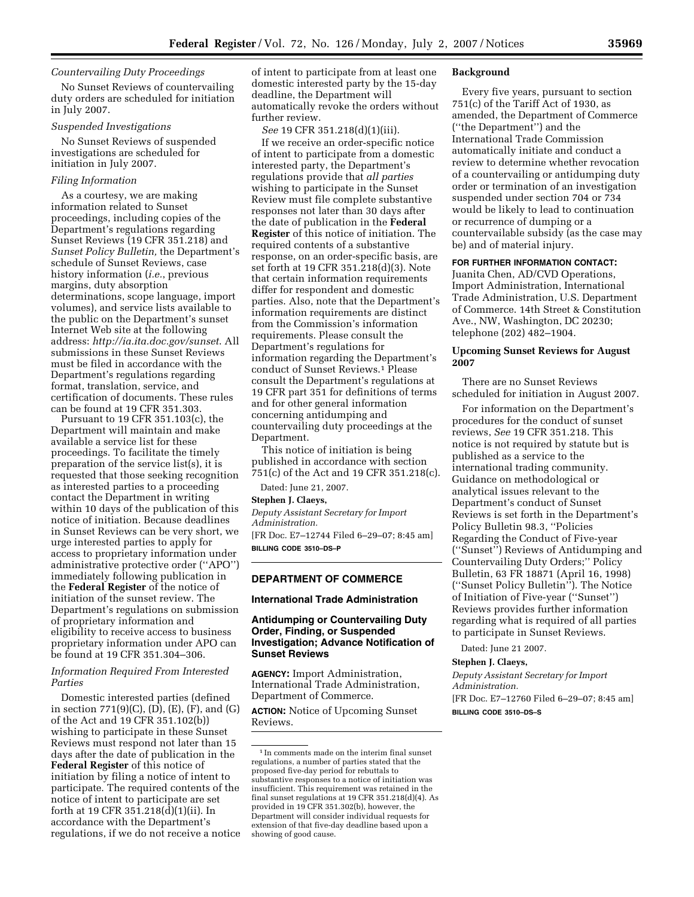*Countervailing Duty Proceedings*

No Sunset Reviews of countervailing duty orders are scheduled for initiation in July 2007.

*Suspended Investigations*

No Sunset Reviews of suspended investigations are scheduled for initiation in July 2007.

*Filing Information*

As a courtesy, we are making information related to Sunset proceedings, including copies of the Department's regulations regarding Sunset Reviews (19 CFR 351.218) and *Sunset Policy Bulletin,* the Department's schedule of Sunset Reviews, case history information (*i.e.*, previous margins, duty absorption determinations, scope language, import volumes), and service lists available to the public on the Department's sunset Internet Web site at the following address: *http://ia.ita.doc.gov/sunset.* All submissions in these Sunset Reviews must be filed in accordance with the Department's regulations regarding format, translation, service, and certification of documents. These rules can be found at 19 CFR 351.303.

Pursuant to 19 CFR 351.103(c), the Department will maintain and make available a service list for these proceedings. To facilitate the timely preparation of the service list(s), it is requested that those seeking recognition as interested parties to a proceeding contact the Department in writing within 10 days of the publication of this notice of initiation. Because deadlines in Sunset Reviews can be very short, we urge interested parties to apply for access to proprietary information under administrative protective order (''APO'') immediately following publication in the **Federal Register** of the notice of initiation of the sunset review. The Department's regulations on submission of proprietary information and eligibility to receive access to business proprietary information under APO can be found at 19 CFR 351.304–306.

*Information Required From Interested Parties*

Domestic interested parties (defined in section 771(9)(C), (D), (E), (F), and (G) of the Act and 19 CFR 351.102(b)) wishing to participate in these Sunset Reviews must respond not later than 15 days after the date of publication in the **Federal Register** of this notice of initiation by filing a notice of intent to participate. The required contents of the notice of intent to participate are set forth at 19 CFR 351.218(d)(1)(ii). In accordance with the Department's regulations, if we do not receive a notice of intent to participate from at least one domestic interested party by the 15-day deadline, the Department will automatically revoke the orders without further review.

*See* 19 CFR 351.218(d)(1)(iii).

If we receive an order-specific notice of intent to participate from a domestic interested party, the Department's regulations provide that *all parties* wishing to participate in the Sunset Review must file complete substantive responses not later than 30 days after the date of publication in the **Federal Register** of this notice of initiation. The required contents of a substantive response, on an order-specific basis, are set forth at 19 CFR 351.218(d)(3). Note that certain information requirements differ for respondent and domestic parties. Also, note that the Department's information requirements are distinct from the Commission's information requirements. Please consult the Department's regulations for information regarding the Department's conduct of Sunset Reviews.[1] Please consult the Department's regulations at 19 CFR part 351 for definitions of terms and for other general information concerning antidumping and countervailing duty proceedings at the Department.

This notice of initiation is being published in accordance with section 751(c) of the Act and 19 CFR 351.218(c).

Dated: June 21, 2007.

**Stephen J. Claeys,**

*Deputy Assistant Secretary for Import Administration.*

[FR Doc. E7–12744 Filed 6–29–07; 8:45 am]

**BILLING CODE 3510–DS–P**

[1] In comments made on the interim final sunset regulations, a number of parties stated that the proposed five-day period for rebuttals to substantive responses to a notice of initiation was insufficient. This requirement was retained in the final sunset regulations at 19 CFR 351.218(d)(4). As provided in 19 CFR 351.302(b), however, the Department will consider individual requests for extension of that five-day deadline based upon a showing of good cause.

## DEPARTMENT OF COMMERCE

### International Trade Administration

### Antidumping or Countervailing Duty Order, Finding, or Suspended Investigation; Advance Notification of Sunset Reviews

**AGENCY:** Import Administration, International Trade Administration, Department of Commerce.

**ACTION:** Notice of Upcoming Sunset Reviews.

**Background**

Every five years, pursuant to section 751(c) of the Tariff Act of 1930, as amended, the Department of Commerce (''the Department'') and the International Trade Commission automatically initiate and conduct a review to determine whether revocation of a countervailing or antidumping duty order or termination of an investigation suspended under section 704 or 734 would be likely to lead to continuation or recurrence of dumping or a countervailable subsidy (as the case may be) and of material injury.

**FOR FURTHER INFORMATION CONTACT:** Juanita Chen, AD/CVD Operations, Import Administration, International Trade Administration, U.S. Department of Commerce. 14th Street & Constitution Ave., NW, Washington, DC 20230; telephone (202) 482–1904.

**Upcoming Sunset Reviews for August 2007**

There are no Sunset Reviews scheduled for initiation in August 2007.

For information on the Department's procedures for the conduct of sunset reviews, *See* 19 CFR 351.218. This notice is not required by statute but is published as a service to the international trading community. Guidance on methodological or analytical issues relevant to the Department's conduct of Sunset Reviews is set forth in the Department's Policy Bulletin 98.3, ''Policies Regarding the Conduct of Five-year (''Sunset'') Reviews of Antidumping and Countervailing Duty Orders;'' Policy Bulletin, 63 FR 18871 (April 16, 1998) (''Sunset Policy Bulletin''). The Notice of Initiation of Five-year (''Sunset'') Reviews provides further information regarding what is required of all parties to participate in Sunset Reviews.

Dated: June 21 2007.

**Stephen J. Claeys,**

*Deputy Assistant Secretary for Import Administration.*

[FR Doc. E7–12760 Filed 6–29–07; 8:45 am]

**BILLING CODE 3510–DS–S**